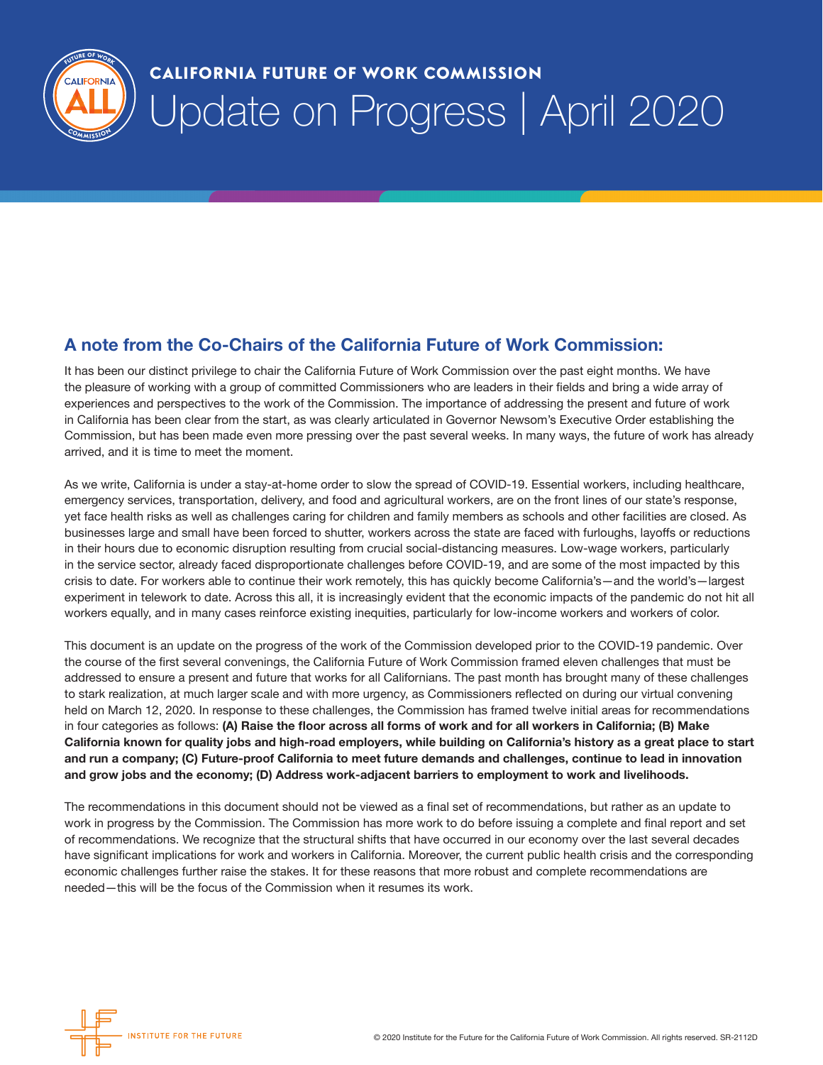**CALIFORNIA FUTURE OF WORK COMMISSION**

# Update on Progress | April 2020

## A note from the Co-Chairs of the California Future of Work Commission:

It has been our distinct privilege to chair the California Future of Work Commission over the past eight months. We have the pleasure of working with a group of committed Commissioners who are leaders in their fields and bring a wide array of experiences and perspectives to the work of the Commission. The importance of addressing the present and future of work in California has been clear from the start, as was clearly articulated in Governor Newsom's Executive Order establishing the Commission, but has been made even more pressing over the past several weeks. In many ways, the future of work has already arrived, and it is time to meet the moment.

As we write, California is under a stay-at-home order to slow the spread of COVID-19. Essential workers, including healthcare, emergency services, transportation, delivery, and food and agricultural workers, are on the front lines of our state's response, yet face health risks as well as challenges caring for children and family members as schools and other facilities are closed. As businesses large and small have been forced to shutter, workers across the state are faced with furloughs, layoffs or reductions in their hours due to economic disruption resulting from crucial social-distancing measures. Low-wage workers, particularly in the service sector, already faced disproportionate challenges before COVID-19, and are some of the most impacted by this crisis to date. For workers able to continue their work remotely, this has quickly become California's—and the world's—largest experiment in telework to date. Across this all, it is increasingly evident that the economic impacts of the pandemic do not hit all workers equally, and in many cases reinforce existing inequities, particularly for low-income workers and workers of color.

This document is an update on the progress of the work of the Commission developed prior to the COVID-19 pandemic. Over the course of the first several convenings, the California Future of Work Commission framed eleven challenges that must be addressed to ensure a present and future that works for all Californians. The past month has brought many of these challenges to stark realization, at much larger scale and with more urgency, as Commissioners reflected on during our virtual convening held on March 12, 2020. In response to these challenges, the Commission has framed twelve initial areas for recommendations in four categories as follows: **(A) Raise the floor across all forms of work and for all workers in California; (B) Make California known for quality jobs and high-road employers, while building on California's history as a great place to start and run a company; (C) Future-proof California to meet future demands and challenges, continue to lead in innovation and grow jobs and the economy; (D) Address work-adjacent barriers to employment to work and livelihoods.**

The recommendations in this document should not be viewed as a final set of recommendations, but rather as an update to work in progress by the Commission. The Commission has more work to do before issuing a complete and final report and set of recommendations. We recognize that the structural shifts that have occurred in our economy over the last several decades have significant implications for work and workers in California. Moreover, the current public health crisis and the corresponding economic challenges further raise the stakes. It for these reasons that more robust and complete recommendations are needed—this will be the focus of the Commission when it resumes its work.

INSTITUTE FOR THE FUTURE

© 2020 Institute for the Future for the California Future of Work Commission. All rights reserved. SR-2112D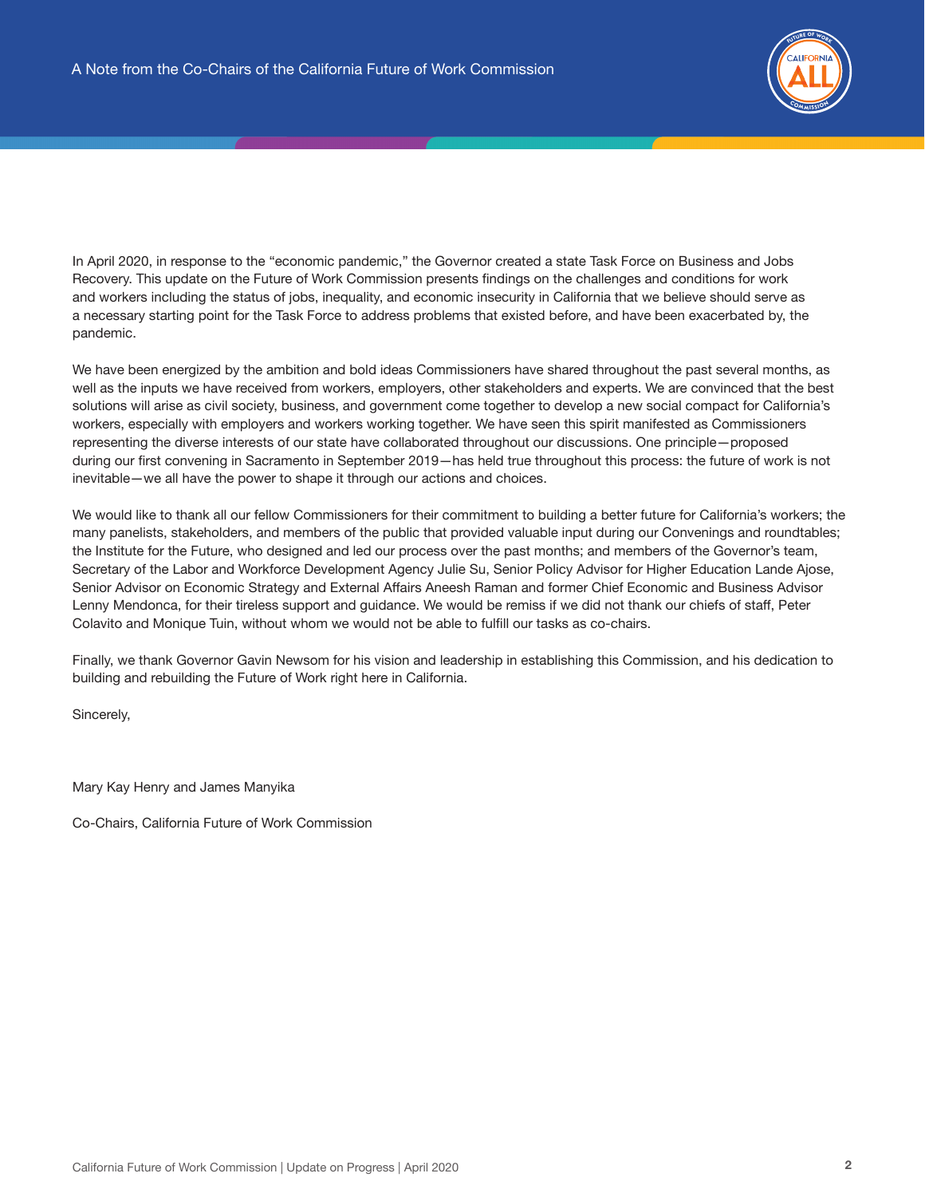# A Note from the Co-Chairs of the California Future of Work Commission

In April 2020, in response to the "economic pandemic," the Governor created a state Task Force on Business and Jobs Recovery. This update on the Future of Work Commission presents findings on the challenges and conditions for work and workers including the status of jobs, inequality, and economic insecurity in California that we believe should serve as a necessary starting point for the Task Force to address problems that existed before, and have been exacerbated by, the pandemic.

We have been energized by the ambition and bold ideas Commissioners have shared throughout the past several months, as well as the inputs we have received from workers, employers, other stakeholders and experts. We are convinced that the best solutions will arise as civil society, business, and government come together to develop a new social compact for California's workers, especially with employers and workers working together. We have seen this spirit manifested as Commissioners representing the diverse interests of our state have collaborated throughout our discussions. One principle—proposed during our first convening in Sacramento in September 2019—has held true throughout this process: the future of work is not inevitable—we all have the power to shape it through our actions and choices.

We would like to thank all our fellow Commissioners for their commitment to building a better future for California's workers; the many panelists, stakeholders, and members of the public that provided valuable input during our Convenings and roundtables; the Institute for the Future, who designed and led our process over the past months; and members of the Governor's team, Secretary of the Labor and Workforce Development Agency Julie Su, Senior Policy Advisor for Higher Education Lande Ajose, Senior Advisor on Economic Strategy and External Affairs Aneesh Raman and former Chief Economic and Business Advisor Lenny Mendonca, for their tireless support and guidance. We would be remiss if we did not thank our chiefs of staff, Peter Colavito and Monique Tuin, without whom we would not be able to fulfill our tasks as co-chairs.

Finally, we thank Governor Gavin Newsom for his vision and leadership in establishing this Commission, and his dedication to building and rebuilding the Future of Work right here in California.

Sincerely,

Mary Kay Henry and James Manyika

Co-Chairs, California Future of Work Commission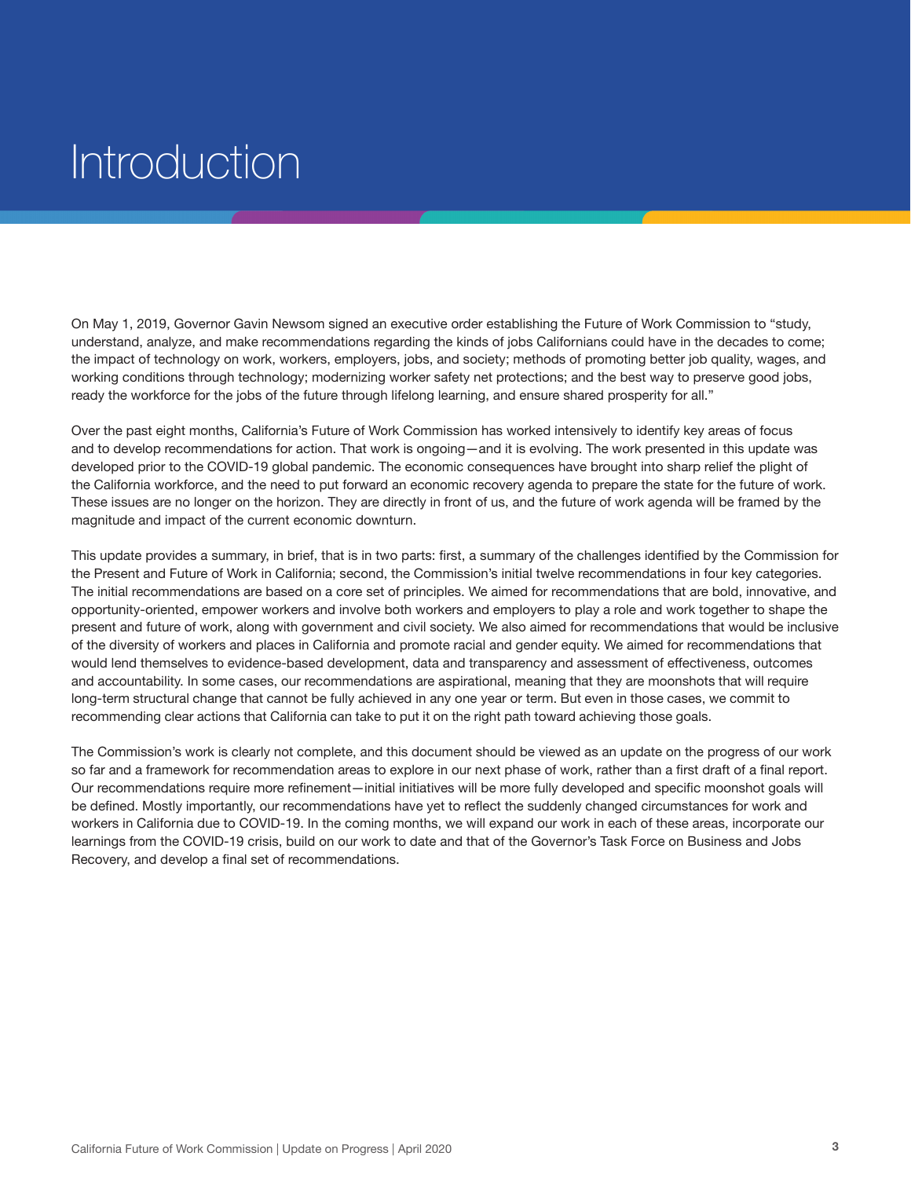# Introduction

On May 1, 2019, Governor Gavin Newsom signed an executive order establishing the Future of Work Commission to "study, understand, analyze, and make recommendations regarding the kinds of jobs Californians could have in the decades to come; the impact of technology on work, workers, employers, jobs, and society; methods of promoting better job quality, wages, and working conditions through technology; modernizing worker safety net protections; and the best way to preserve good jobs, ready the workforce for the jobs of the future through lifelong learning, and ensure shared prosperity for all."

Over the past eight months, California's Future of Work Commission has worked intensively to identify key areas of focus and to develop recommendations for action. That work is ongoing—and it is evolving. The work presented in this update was developed prior to the COVID-19 global pandemic. The economic consequences have brought into sharp relief the plight of the California workforce, and the need to put forward an economic recovery agenda to prepare the state for the future of work. These issues are no longer on the horizon. They are directly in front of us, and the future of work agenda will be framed by the magnitude and impact of the current economic downturn.

This update provides a summary, in brief, that is in two parts: first, a summary of the challenges identified by the Commission for the Present and Future of Work in California; second, the Commission's initial twelve recommendations in four key categories. The initial recommendations are based on a core set of principles. We aimed for recommendations that are bold, innovative, and opportunity-oriented, empower workers and involve both workers and employers to play a role and work together to shape the present and future of work, along with government and civil society. We also aimed for recommendations that would be inclusive of the diversity of workers and places in California and promote racial and gender equity. We aimed for recommendations that would lend themselves to evidence-based development, data and transparency and assessment of effectiveness, outcomes and accountability. In some cases, our recommendations are aspirational, meaning that they are moonshots that will require long-term structural change that cannot be fully achieved in any one year or term. But even in those cases, we commit to recommending clear actions that California can take to put it on the right path toward achieving those goals.

The Commission's work is clearly not complete, and this document should be viewed as an update on the progress of our work so far and a framework for recommendation areas to explore in our next phase of work, rather than a first draft of a final report. Our recommendations require more refinement—initial initiatives will be more fully developed and specific moonshot goals will be defined. Mostly importantly, our recommendations have yet to reflect the suddenly changed circumstances for work and workers in California due to COVID-19. In the coming months, we will expand our work in each of these areas, incorporate our learnings from the COVID-19 crisis, build on our work to date and that of the Governor's Task Force on Business and Jobs Recovery, and develop a final set of recommendations.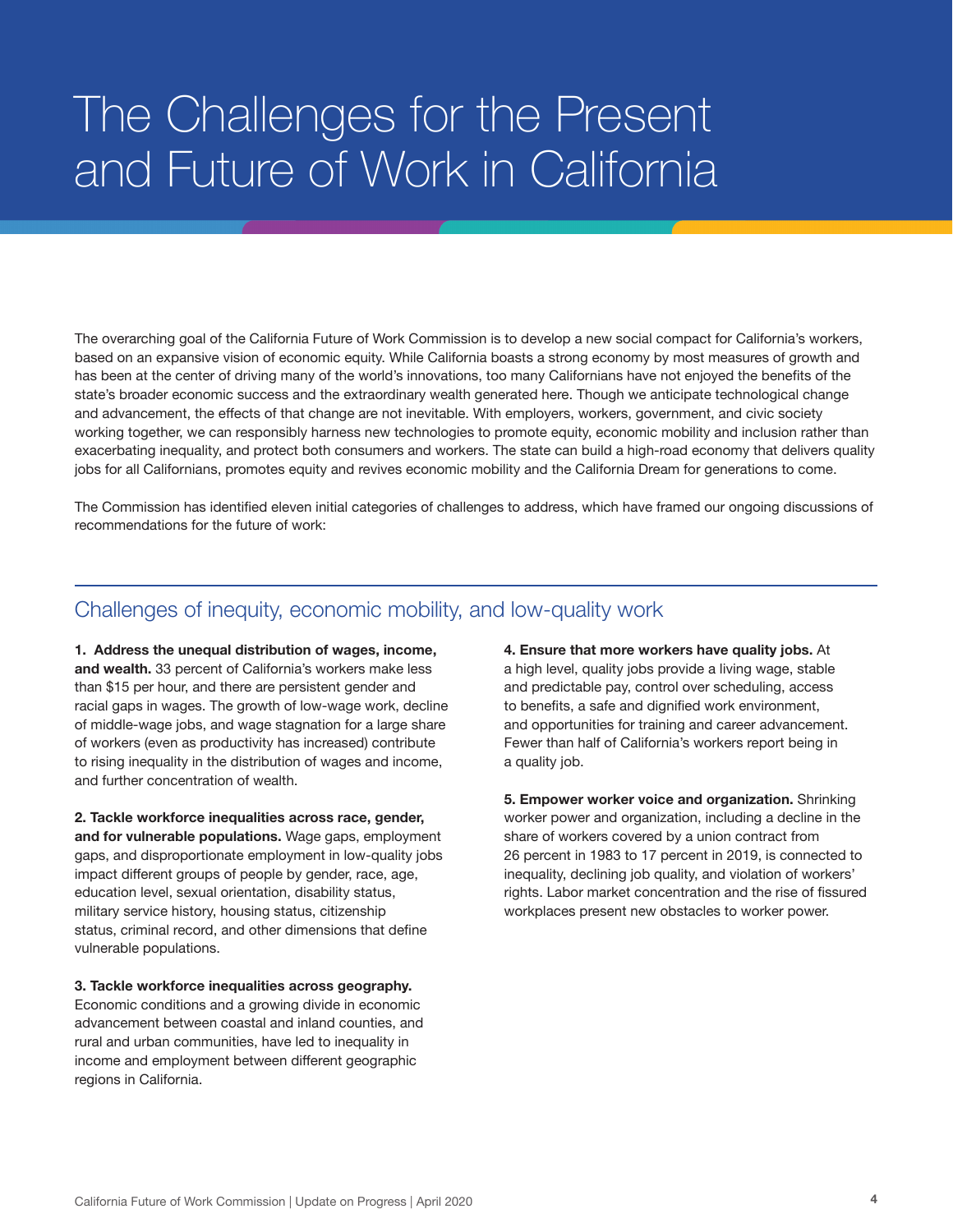# The Challenges for the Present and Future of Work in California

The overarching goal of the California Future of Work Commission is to develop a new social compact for California's workers, based on an expansive vision of economic equity. While California boasts a strong economy by most measures of growth and has been at the center of driving many of the world's innovations, too many Californians have not enjoyed the benefits of the state's broader economic success and the extraordinary wealth generated here. Though we anticipate technological change and advancement, the effects of that change are not inevitable. With employers, workers, government, and civic society working together, we can responsibly harness new technologies to promote equity, economic mobility and inclusion rather than exacerbating inequality, and protect both consumers and workers. The state can build a high-road economy that delivers quality jobs for all Californians, promotes equity and revives economic mobility and the California Dream for generations to come.

The Commission has identified eleven initial categories of challenges to address, which have framed our ongoing discussions of recommendations for the future of work:

## Challenges of inequity, economic mobility, and low-quality work

**1. Address the unequal distribution of wages, income, and wealth.** 33 percent of California's workers make less than $15 per hour, and there are persistent gender and racial gaps in wages. The growth of low-wage work, decline of middle-wage jobs, and wage stagnation for a large share of workers (even as productivity has increased) contribute to rising inequality in the distribution of wages and income, and further concentration of wealth.

**2. Tackle workforce inequalities across race, gender, and for vulnerable populations.** Wage gaps, employment gaps, and disproportionate employment in low-quality jobs impact different groups of people by gender, race, age, education level, sexual orientation, disability status, military service history, housing status, citizenship status, criminal record, and other dimensions that define vulnerable populations.

**3. Tackle workforce inequalities across geography.** Economic conditions and a growing divide in economic advancement between coastal and inland counties, and rural and urban communities, have led to inequality in income and employment between different geographic regions in California.

**4. Ensure that more workers have quality jobs.** At a high level, quality jobs provide a living wage, stable and predictable pay, control over scheduling, access to benefits, a safe and dignified work environment, and opportunities for training and career advancement. Fewer than half of California's workers report being in a quality job.

**5. Empower worker voice and organization.** Shrinking worker power and organization, including a decline in the share of workers covered by a union contract from 26 percent in 1983 to 17 percent in 2019, is connected to inequality, declining job quality, and violation of workers' rights. Labor market concentration and the rise of fissured workplaces present new obstacles to worker power.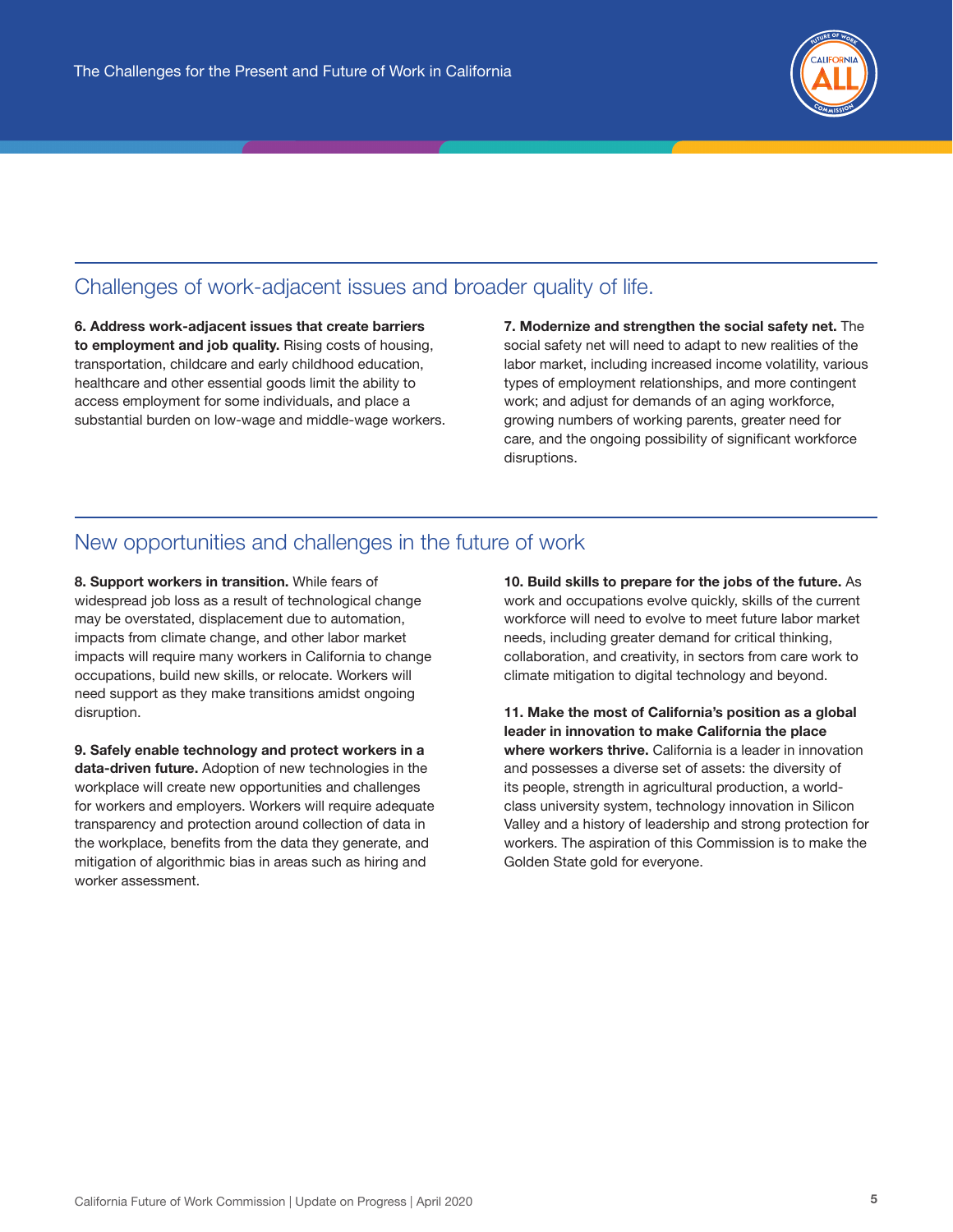## Challenges of work-adjacent issues and broader quality of life.

**6. Address work-adjacent issues that create barriers to employment and job quality.** Rising costs of housing, transportation, childcare and early childhood education, healthcare and other essential goods limit the ability to access employment for some individuals, and place a substantial burden on low-wage and middle-wage workers.

**7. Modernize and strengthen the social safety net.** The social safety net will need to adapt to new realities of the labor market, including increased income volatility, various types of employment relationships, and more contingent work; and adjust for demands of an aging workforce, growing numbers of working parents, greater need for care, and the ongoing possibility of significant workforce disruptions.

## New opportunities and challenges in the future of work

**8. Support workers in transition.** While fears of widespread job loss as a result of technological change may be overstated, displacement due to automation, impacts from climate change, and other labor market impacts will require many workers in California to change occupations, build new skills, or relocate. Workers will need support as they make transitions amidst ongoing disruption.

**9. Safely enable technology and protect workers in a data-driven future.** Adoption of new technologies in the workplace will create new opportunities and challenges for workers and employers. Workers will require adequate transparency and protection around collection of data in the workplace, benefits from the data they generate, and mitigation of algorithmic bias in areas such as hiring and worker assessment.

**10. Build skills to prepare for the jobs of the future.** As work and occupations evolve quickly, skills of the current workforce will need to evolve to meet future labor market needs, including greater demand for critical thinking, collaboration, and creativity, in sectors from care work to climate mitigation to digital technology and beyond.

**11. Make the most of California's position as a global leader in innovation to make California the place where workers thrive.** California is a leader in innovation and possesses a diverse set of assets: the diversity of its people, strength in agricultural production, a world-class university system, technology innovation in Silicon Valley and a history of leadership and strong protection for workers. The aspiration of this Commission is to make the Golden State gold for everyone.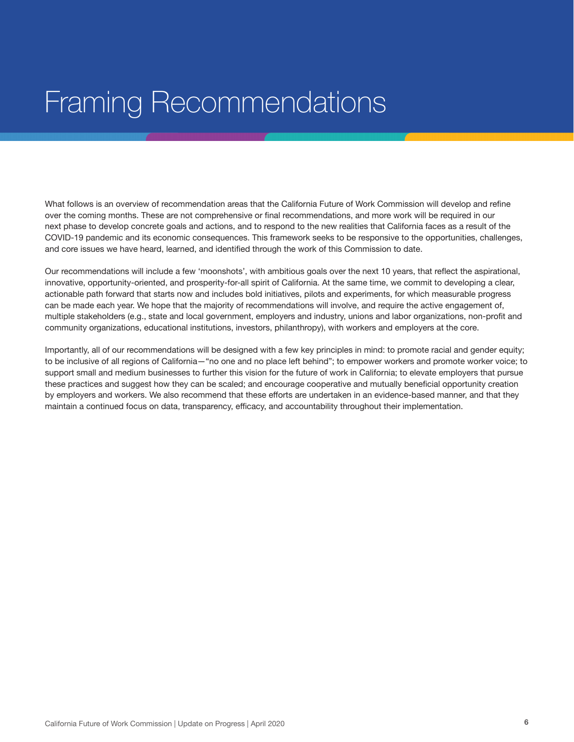# Framing Recommendations

What follows is an overview of recommendation areas that the California Future of Work Commission will develop and refine over the coming months. These are not comprehensive or final recommendations, and more work will be required in our next phase to develop concrete goals and actions, and to respond to the new realities that California faces as a result of the COVID-19 pandemic and its economic consequences. This framework seeks to be responsive to the opportunities, challenges, and core issues we have heard, learned, and identified through the work of this Commission to date.

Our recommendations will include a few 'moonshots', with ambitious goals over the next 10 years, that reflect the aspirational, innovative, opportunity-oriented, and prosperity-for-all spirit of California. At the same time, we commit to developing a clear, actionable path forward that starts now and includes bold initiatives, pilots and experiments, for which measurable progress can be made each year. We hope that the majority of recommendations will involve, and require the active engagement of, multiple stakeholders (e.g., state and local government, employers and industry, unions and labor organizations, non-profit and community organizations, educational institutions, investors, philanthropy), with workers and employers at the core.

Importantly, all of our recommendations will be designed with a few key principles in mind: to promote racial and gender equity; to be inclusive of all regions of California—"no one and no place left behind"; to empower workers and promote worker voice; to support small and medium businesses to further this vision for the future of work in California; to elevate employers that pursue these practices and suggest how they can be scaled; and encourage cooperative and mutually beneficial opportunity creation by employers and workers. We also recommend that these efforts are undertaken in an evidence-based manner, and that they maintain a continued focus on data, transparency, efficacy, and accountability throughout their implementation.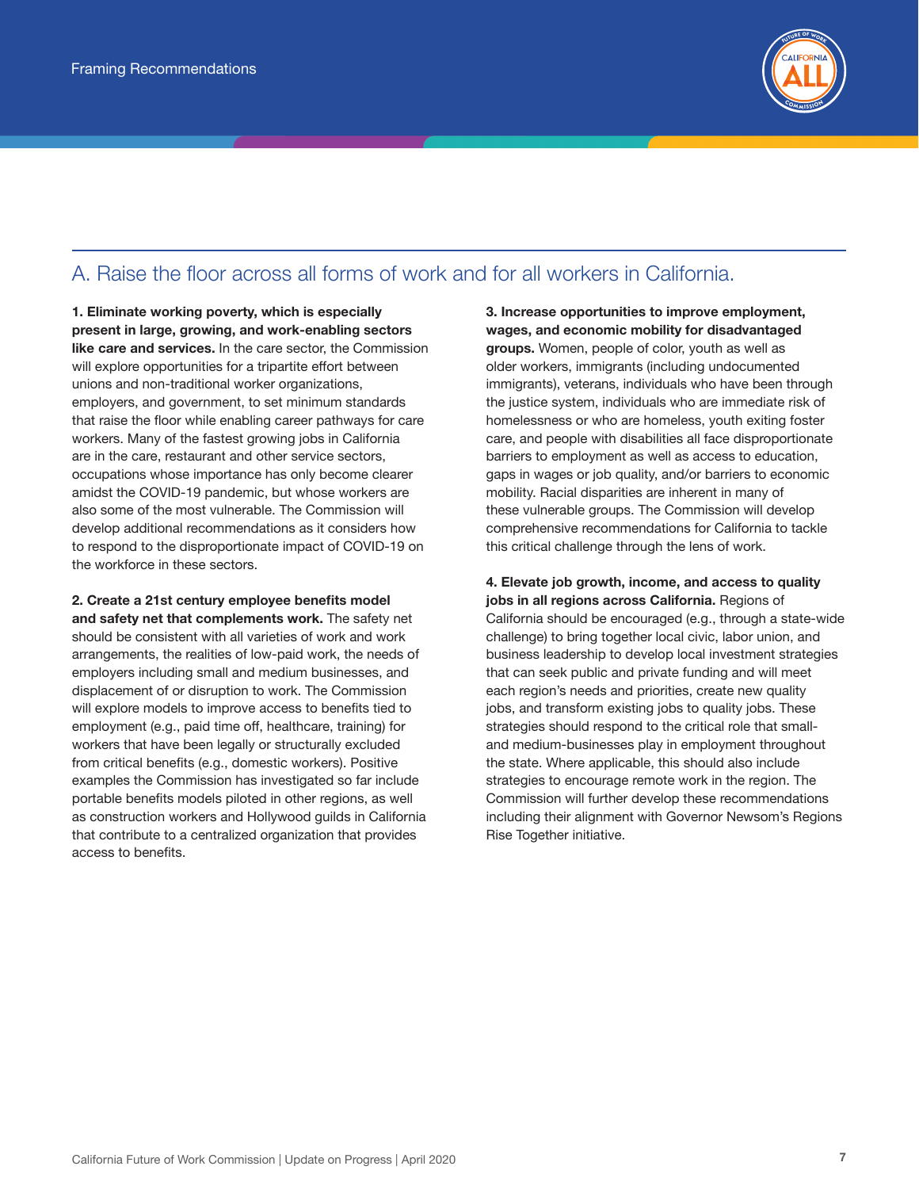## A. Raise the floor across all forms of work and for all workers in California.

**1. Eliminate working poverty, which is especially present in large, growing, and work-enabling sectors like care and services.** In the care sector, the Commission will explore opportunities for a tripartite effort between unions and non-traditional worker organizations, employers, and government, to set minimum standards that raise the floor while enabling career pathways for care workers. Many of the fastest growing jobs in California are in the care, restaurant and other service sectors, occupations whose importance has only become clearer amidst the COVID-19 pandemic, but whose workers are also some of the most vulnerable. The Commission will develop additional recommendations as it considers how to respond to the disproportionate impact of COVID-19 on the workforce in these sectors.

**2. Create a 21st century employee benefits model and safety net that complements work.** The safety net should be consistent with all varieties of work and work arrangements, the realities of low-paid work, the needs of employers including small and medium businesses, and displacement of or disruption to work. The Commission will explore models to improve access to benefits tied to employment (e.g., paid time off, healthcare, training) for workers that have been legally or structurally excluded from critical benefits (e.g., domestic workers). Positive examples the Commission has investigated so far include portable benefits models piloted in other regions, as well as construction workers and Hollywood guilds in California that contribute to a centralized organization that provides access to benefits.

**3. Increase opportunities to improve employment, wages, and economic mobility for disadvantaged groups.** Women, people of color, youth as well as older workers, immigrants (including undocumented immigrants), veterans, individuals who have been through the justice system, individuals who are immediate risk of homelessness or who are homeless, youth exiting foster care, and people with disabilities all face disproportionate barriers to employment as well as access to education, gaps in wages or job quality, and/or barriers to economic mobility. Racial disparities are inherent in many of these vulnerable groups. The Commission will develop comprehensive recommendations for California to tackle this critical challenge through the lens of work.

**4. Elevate job growth, income, and access to quality jobs in all regions across California.** Regions of California should be encouraged (e.g., through a state-wide challenge) to bring together local civic, labor union, and business leadership to develop local investment strategies that can seek public and private funding and will meet each region's needs and priorities, create new quality jobs, and transform existing jobs to quality jobs. These strategies should respond to the critical role that small- and medium-businesses play in employment throughout the state. Where applicable, this should also include strategies to encourage remote work in the region. The Commission will further develop these recommendations including their alignment with Governor Newsom's Regions Rise Together initiative.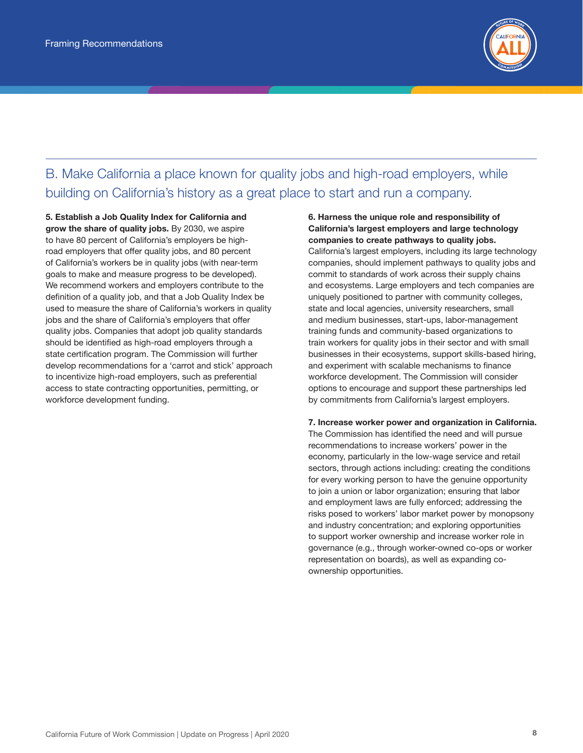## B. Make California a place known for quality jobs and high-road employers, while building on California's history as a great place to start and run a company.

**5. Establish a Job Quality Index for California and grow the share of quality jobs.** By 2030, we aspire to have 80 percent of California's employers be high-road employers that offer quality jobs, and 80 percent of California's workers be in quality jobs (with near-term goals to make and measure progress to be developed). We recommend workers and employers contribute to the definition of a quality job, and that a Job Quality Index be used to measure the share of California's workers in quality jobs and the share of California's employers that offer quality jobs. Companies that adopt job quality standards should be identified as high-road employers through a state certification program. The Commission will further develop recommendations for a 'carrot and stick' approach to incentivize high-road employers, such as preferential access to state contracting opportunities, permitting, or workforce development funding.

**6. Harness the unique role and responsibility of California's largest employers and large technology companies to create pathways to quality jobs.** California's largest employers, including its large technology companies, should implement pathways to quality jobs and commit to standards of work across their supply chains and ecosystems. Large employers and tech companies are uniquely positioned to partner with community colleges, state and local agencies, university researchers, small and medium businesses, start-ups, labor-management training funds and community-based organizations to train workers for quality jobs in their sector and with small businesses in their ecosystems, support skills-based hiring, and experiment with scalable mechanisms to finance workforce development. The Commission will consider options to encourage and support these partnerships led by commitments from California's largest employers.

**7. Increase worker power and organization in California.** The Commission has identified the need and will pursue recommendations to increase workers' power in the economy, particularly in the low-wage service and retail sectors, through actions including: creating the conditions for every working person to have the genuine opportunity to join a union or labor organization; ensuring that labor and employment laws are fully enforced; addressing the risks posed to workers' labor market power by monopsony and industry concentration; and exploring opportunities to support worker ownership and increase worker role in governance (e.g., through worker-owned co-ops or worker representation on boards), as well as expanding co-ownership opportunities.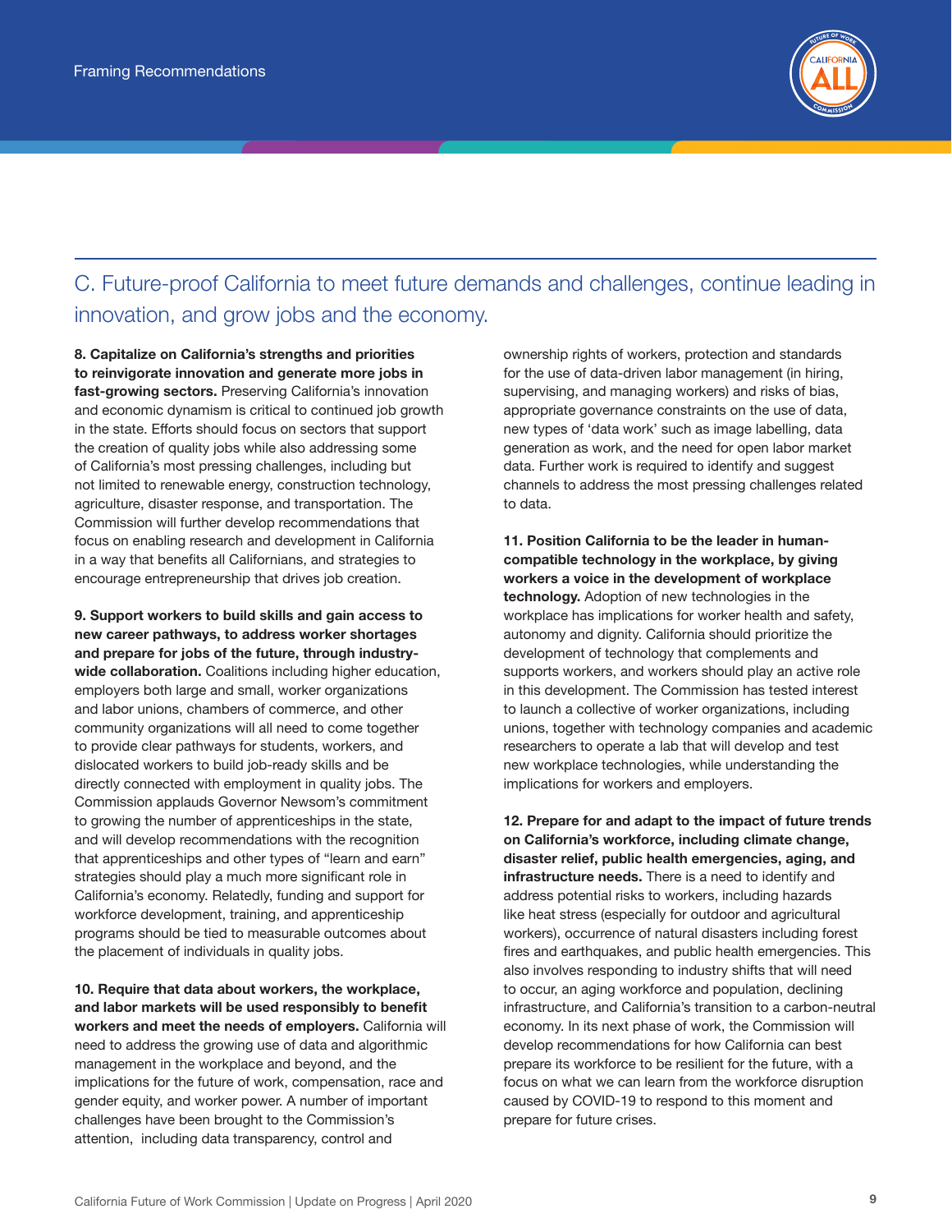## C. Future-proof California to meet future demands and challenges, continue leading in innovation, and grow jobs and the economy.

**8. Capitalize on California's strengths and priorities to reinvigorate innovation and generate more jobs in fast-growing sectors.** Preserving California's innovation and economic dynamism is critical to continued job growth in the state. Efforts should focus on sectors that support the creation of quality jobs while also addressing some of California's most pressing challenges, including but not limited to renewable energy, construction technology, agriculture, disaster response, and transportation. The Commission will further develop recommendations that focus on enabling research and development in California in a way that benefits all Californians, and strategies to encourage entrepreneurship that drives job creation.

**9. Support workers to build skills and gain access to new career pathways, to address worker shortages and prepare for jobs of the future, through industry-wide collaboration.** Coalitions including higher education, employers both large and small, worker organizations and labor unions, chambers of commerce, and other community organizations will all need to come together to provide clear pathways for students, workers, and dislocated workers to build job-ready skills and be directly connected with employment in quality jobs. The Commission applauds Governor Newsom's commitment to growing the number of apprenticeships in the state, and will develop recommendations with the recognition that apprenticeships and other types of "learn and earn" strategies should play a much more significant role in California's economy. Relatedly, funding and support for workforce development, training, and apprenticeship programs should be tied to measurable outcomes about the placement of individuals in quality jobs.

**10. Require that data about workers, the workplace, and labor markets will be used responsibly to benefit workers and meet the needs of employers.** California will need to address the growing use of data and algorithmic management in the workplace and beyond, and the implications for the future of work, compensation, race and gender equity, and worker power. A number of important challenges have been brought to the Commission's attention, including data transparency, control and ownership rights of workers, protection and standards for the use of data-driven labor management (in hiring, supervising, and managing workers) and risks of bias, appropriate governance constraints on the use of data, new types of 'data work' such as image labelling, data generation as work, and the need for open labor market data. Further work is required to identify and suggest channels to address the most pressing challenges related to data.

**11. Position California to be the leader in human-compatible technology in the workplace, by giving workers a voice in the development of workplace technology.** Adoption of new technologies in the workplace has implications for worker health and safety, autonomy and dignity. California should prioritize the development of technology that complements and supports workers, and workers should play an active role in this development. The Commission has tested interest to launch a collective of worker organizations, including unions, together with technology companies and academic researchers to operate a lab that will develop and test new workplace technologies, while understanding the implications for workers and employers.

**12. Prepare for and adapt to the impact of future trends on California's workforce, including climate change, disaster relief, public health emergencies, aging, and infrastructure needs.** There is a need to identify and address potential risks to workers, including hazards like heat stress (especially for outdoor and agricultural workers), occurrence of natural disasters including forest fires and earthquakes, and public health emergencies. This also involves responding to industry shifts that will need to occur, an aging workforce and population, declining infrastructure, and California's transition to a carbon-neutral economy. In its next phase of work, the Commission will develop recommendations for how California can best prepare its workforce to be resilient for the future, with a focus on what we can learn from the workforce disruption caused by COVID-19 to respond to this moment and prepare for future crises.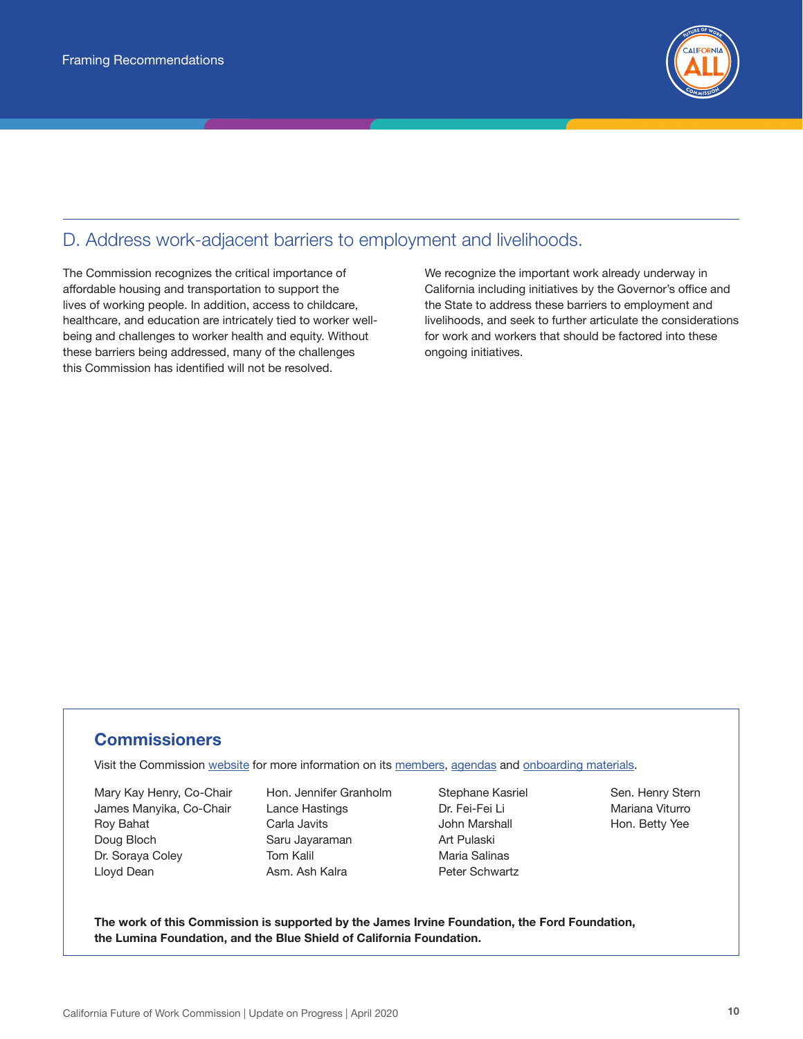## D. Address work-adjacent barriers to employment and livelihoods.

The Commission recognizes the critical importance of affordable housing and transportation to support the lives of working people. In addition, access to childcare, healthcare, and education are intricately tied to worker well-being and challenges to worker health and equity. Without these barriers being addressed, many of the challenges this Commission has identified will not be resolved.

We recognize the important work already underway in California including initiatives by the Governor's office and the State to address these barriers to employment and livelihoods, and seek to further articulate the considerations for work and workers that should be factored into these ongoing initiatives.

### Commissioners

Visit the Commission website for more information on its members, agendas and onboarding materials.

Mary Kay Henry, Co-Chair
James Manyika, Co-Chair
Roy Bahat
Doug Bloch
Dr. Soraya Coley
Lloyd Dean
Hon. Jennifer Granholm
Lance Hastings
Carla Javits
Saru Jayaraman
Tom Kalil
Asm. Ash Kalra
Stephane Kasriel
Dr. Fei-Fei Li
John Marshall
Art Pulaski
Maria Salinas
Peter Schwartz
Sen. Henry Stern
Mariana Viturro
Hon. Betty Yee

**The work of this Commission is supported by the James Irvine Foundation, the Ford Foundation, the Lumina Foundation, and the Blue Shield of California Foundation.**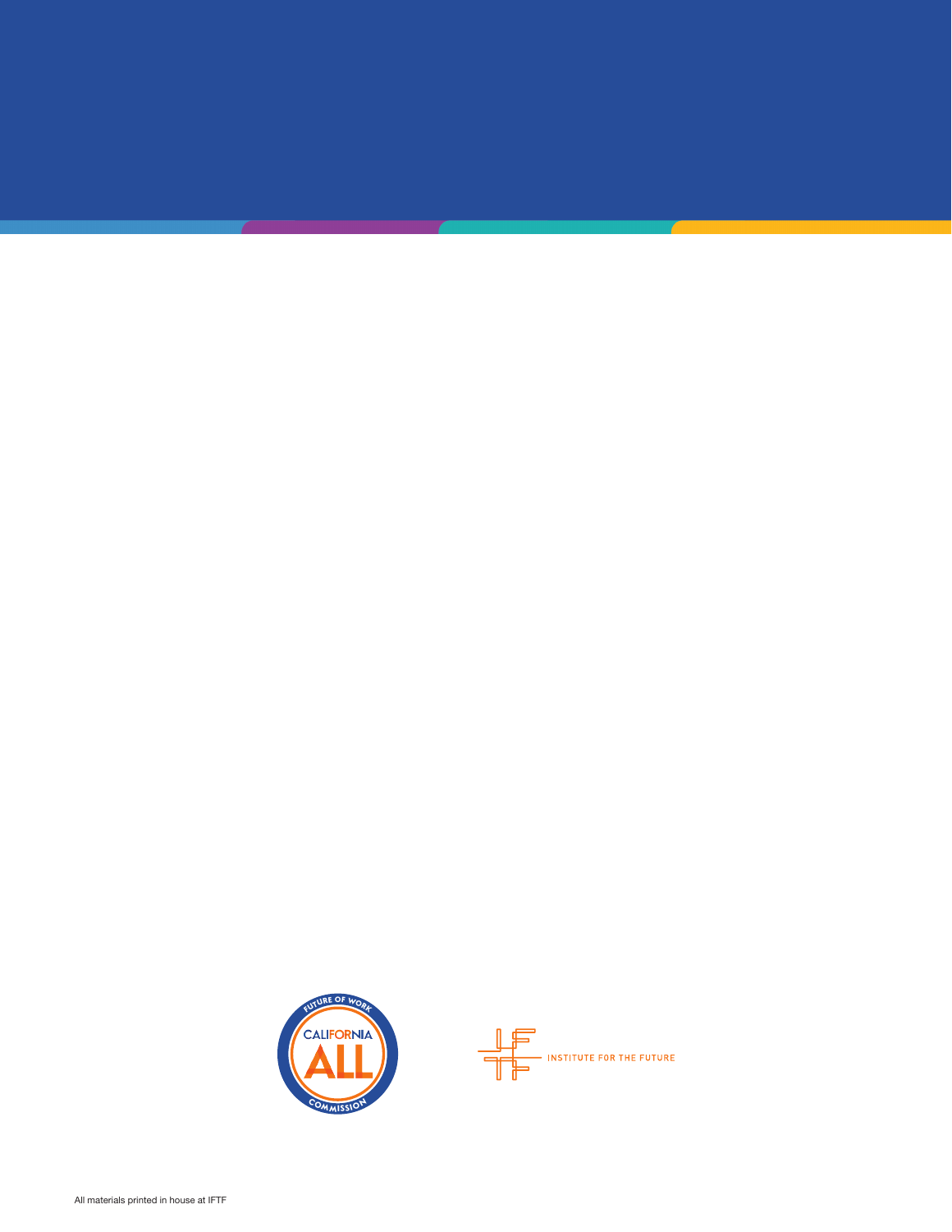FUTURE OF WORK

CALIFORNIA ALL

COMMISSION

INSTITUTE FOR THE FUTURE

All materials printed in house at IFTF